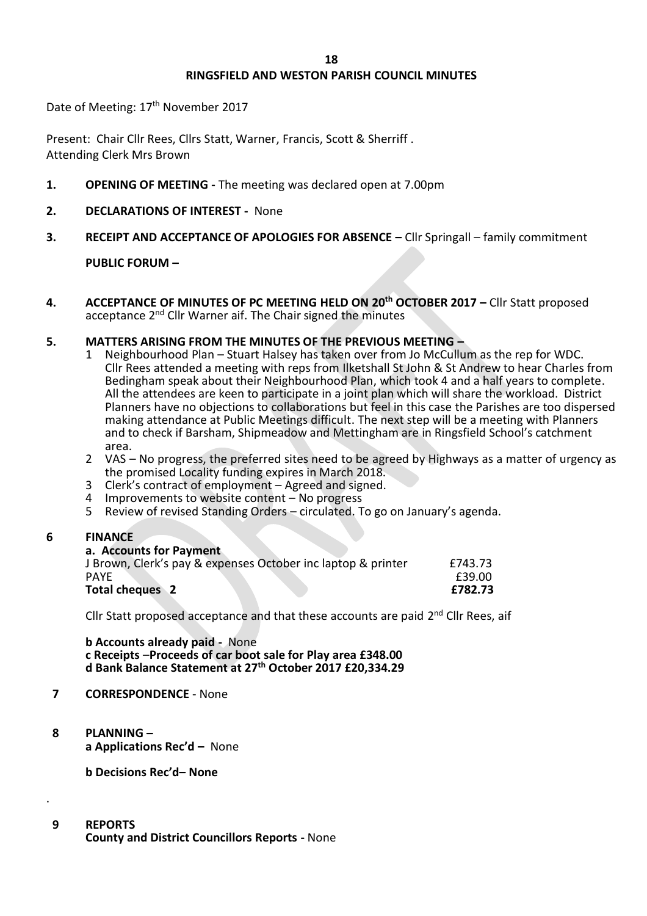# RINGSFIELD AND WESTON PARISH COUNCIL MINUTES

Date of Meeting: 17th November 2017

Present: Chair Cllr Rees, Cllrs Statt, Warner, Francis, Scott & Sherriff .
Attending Clerk Mrs Brown

**1. OPENING OF MEETING -** The meeting was declared open at 7.00pm

**2. DECLARATIONS OF INTEREST -** None

**3. RECEIPT AND ACCEPTANCE OF APOLOGIES FOR ABSENCE –** Cllr Springall – family commitment

**PUBLIC FORUM –**

**4. ACCEPTANCE OF MINUTES OF PC MEETING HELD ON 20th OCTOBER 2017 –** Cllr Statt proposed acceptance 2nd Cllr Warner aif. The Chair signed the minutes

**5. MATTERS ARISING FROM THE MINUTES OF THE PREVIOUS MEETING –**

1. Neighbourhood Plan – Stuart Halsey has taken over from Jo McCullum as the rep for WDC. Cllr Rees attended a meeting with reps from Ilketshall St John & St Andrew to hear Charles from Bedingham speak about their Neighbourhood Plan, which took 4 and a half years to complete. All the attendees are keen to participate in a joint plan which will share the workload. District Planners have no objections to collaborations but feel in this case the Parishes are too dispersed making attendance at Public Meetings difficult. The next step will be a meeting with Planners and to check if Barsham, Shipmeadow and Mettingham are in Ringsfield School's catchment area.
2. VAS – No progress, the preferred sites need to be agreed by Highways as a matter of urgency as the promised Locality funding expires in March 2018.
3. Clerk's contract of employment – Agreed and signed.
4. Improvements to website content – No progress
5. Review of revised Standing Orders – circulated. To go on January's agenda.

**6 FINANCE**

**a. Accounts for Payment**

| | |
|---|---|
| J Brown, Clerk's pay & expenses October inc laptop & printer | £743.73 |
| PAYE | £39.00 |
| **Total cheques 2** | **£782.73** |

Cllr Statt proposed acceptance and that these accounts are paid 2nd Cllr Rees, aif

**b Accounts already paid -** None
**c Receipts –Proceeds of car boot sale for Play area £348.00**
**d Bank Balance Statement at 27th October 2017 £20,334.29**

**7 CORRESPONDENCE** - None

**8 PLANNING –**
**a Applications Rec'd –** None

**b Decisions Rec'd– None**

**9 REPORTS**
**County and District Councillors Reports -** None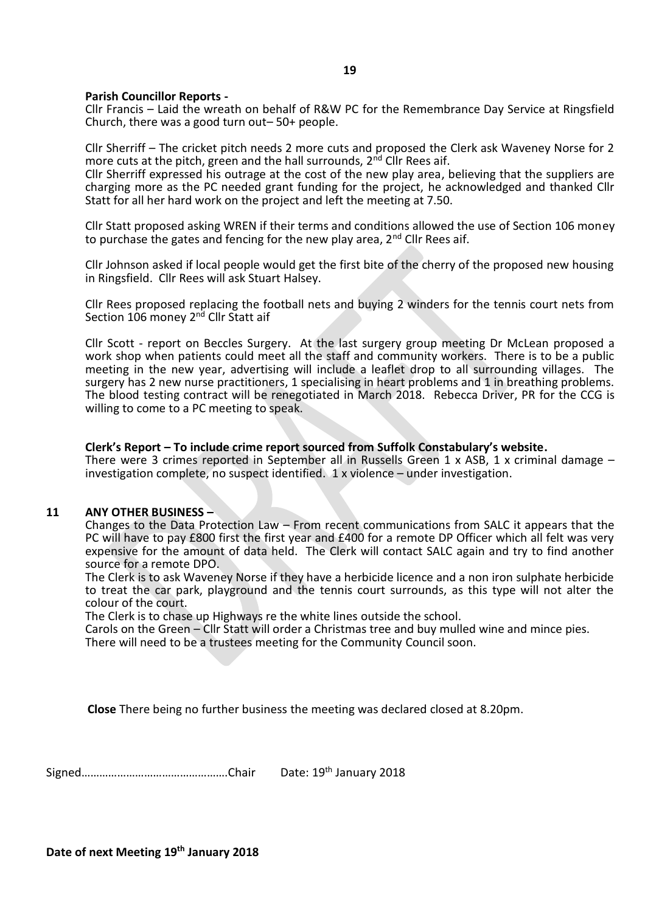**Parish Councillor Reports -**

Cllr Francis – Laid the wreath on behalf of R&W PC for the Remembrance Day Service at Ringsfield Church, there was a good turn out– 50+ people.

Cllr Sherriff – The cricket pitch needs 2 more cuts and proposed the Clerk ask Waveney Norse for 2 more cuts at the pitch, green and the hall surrounds, 2nd Cllr Rees aif.
Cllr Sherriff expressed his outrage at the cost of the new play area, believing that the suppliers are charging more as the PC needed grant funding for the project, he acknowledged and thanked Cllr Statt for all her hard work on the project and left the meeting at 7.50.

Cllr Statt proposed asking WREN if their terms and conditions allowed the use of Section 106 money to purchase the gates and fencing for the new play area, 2nd Cllr Rees aif.

Cllr Johnson asked if local people would get the first bite of the cherry of the proposed new housing in Ringsfield. Cllr Rees will ask Stuart Halsey.

Cllr Rees proposed replacing the football nets and buying 2 winders for the tennis court nets from Section 106 money 2nd Cllr Statt aif

Cllr Scott - report on Beccles Surgery. At the last surgery group meeting Dr McLean proposed a work shop when patients could meet all the staff and community workers. There is to be a public meeting in the new year, advertising will include a leaflet drop to all surrounding villages. The surgery has 2 new nurse practitioners, 1 specialising in heart problems and 1 in breathing problems. The blood testing contract will be renegotiated in March 2018. Rebecca Driver, PR for the CCG is willing to come to a PC meeting to speak.

**Clerk's Report – To include crime report sourced from Suffolk Constabulary's website.**
There were 3 crimes reported in September all in Russells Green 1 x ASB, 1 x criminal damage – investigation complete, no suspect identified. 1 x violence – under investigation.

**11 ANY OTHER BUSINESS –**

Changes to the Data Protection Law – From recent communications from SALC it appears that the PC will have to pay £800 first the first year and £400 for a remote DP Officer which all felt was very expensive for the amount of data held. The Clerk will contact SALC again and try to find another source for a remote DPO.
The Clerk is to ask Waveney Norse if they have a herbicide licence and a non iron sulphate herbicide to treat the car park, playground and the tennis court surrounds, as this type will not alter the colour of the court.
The Clerk is to chase up Highways re the white lines outside the school.
Carols on the Green – Cllr Statt will order a Christmas tree and buy mulled wine and mince pies.
There will need to be a trustees meeting for the Community Council soon.

**Close** There being no further business the meeting was declared closed at 8.20pm.

Signed………………………………………….Chair Date: 19th January 2018

**Date of next Meeting 19th January 2018**